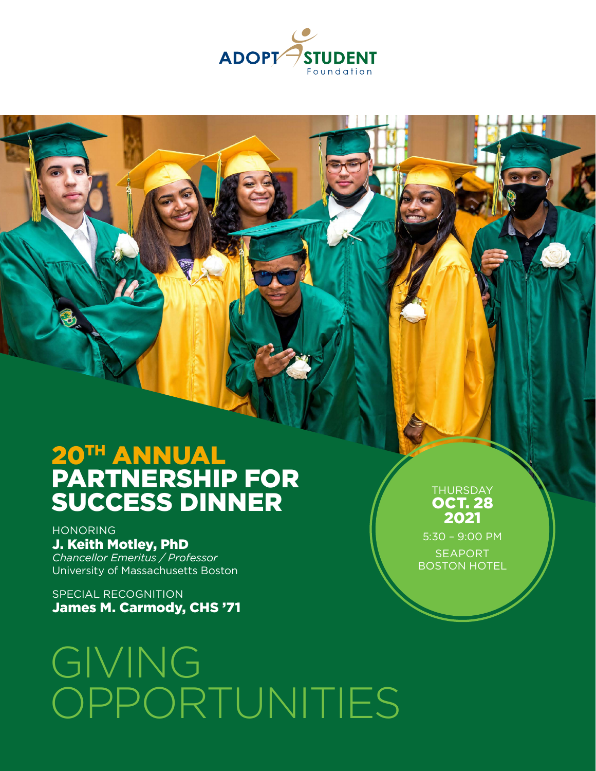ADOPT A STUDENT Foundation

# 20TH ANNUAL PARTNERSHIP FOR SUCCESS DINNER

HONORING
**J. Keith Motley, PhD**
*Chancellor Emeritus / Professor*
University of Massachusetts Boston

SPECIAL RECOGNITION
**James M. Carmody, CHS ’71**

THURSDAY
**OCT. 28 2021**
5:30 – 9:00 PM
SEAPORT BOSTON HOTEL

# GIVING OPPORTUNITIES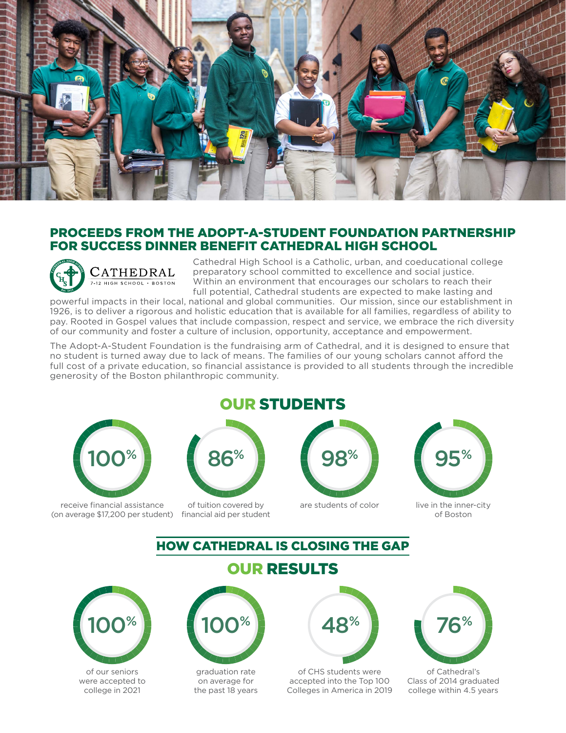## PROCEEDS FROM THE ADOPT-A-STUDENT FOUNDATION PARTNERSHIP FOR SUCCESS DINNER BENEFIT CATHEDRAL HIGH SCHOOL

CATHEDRAL
7-12 HIGH SCHOOL • BOSTON

Cathedral High School is a Catholic, urban, and coeducational college preparatory school committed to excellence and social justice. Within an environment that encourages our scholars to reach their full potential, Cathedral students are expected to make lasting and powerful impacts in their local, national and global communities. Our mission, since our establishment in 1926, is to deliver a rigorous and holistic education that is available for all families, regardless of ability to pay. Rooted in Gospel values that include compassion, respect and service, we embrace the rich diversity of our community and foster a culture of inclusion, opportunity, acceptance and empowerment.

The Adopt-A-Student Foundation is the fundraising arm of Cathedral, and it is designed to ensure that no student is turned away due to lack of means. The families of our young scholars cannot afford the full cost of a private education, so financial assistance is provided to all students through the incredible generosity of the Boston philanthropic community.

## OUR STUDENTS

- **100%** receive financial assistance (on average $17,200 per student)
- **86%** of tuition covered by financial aid per student
- **98%** are students of color
- **95%** live in the inner-city of Boston

## HOW CATHEDRAL IS CLOSING THE GAP

## OUR RESULTS

- **100%** of our seniors were accepted to college in 2021
- **100%** graduation rate on average for the past 18 years
- **48%** of CHS students were accepted into the Top 100 Colleges in America in 2019
- **76%** of Cathedral's Class of 2014 graduated college within 4.5 years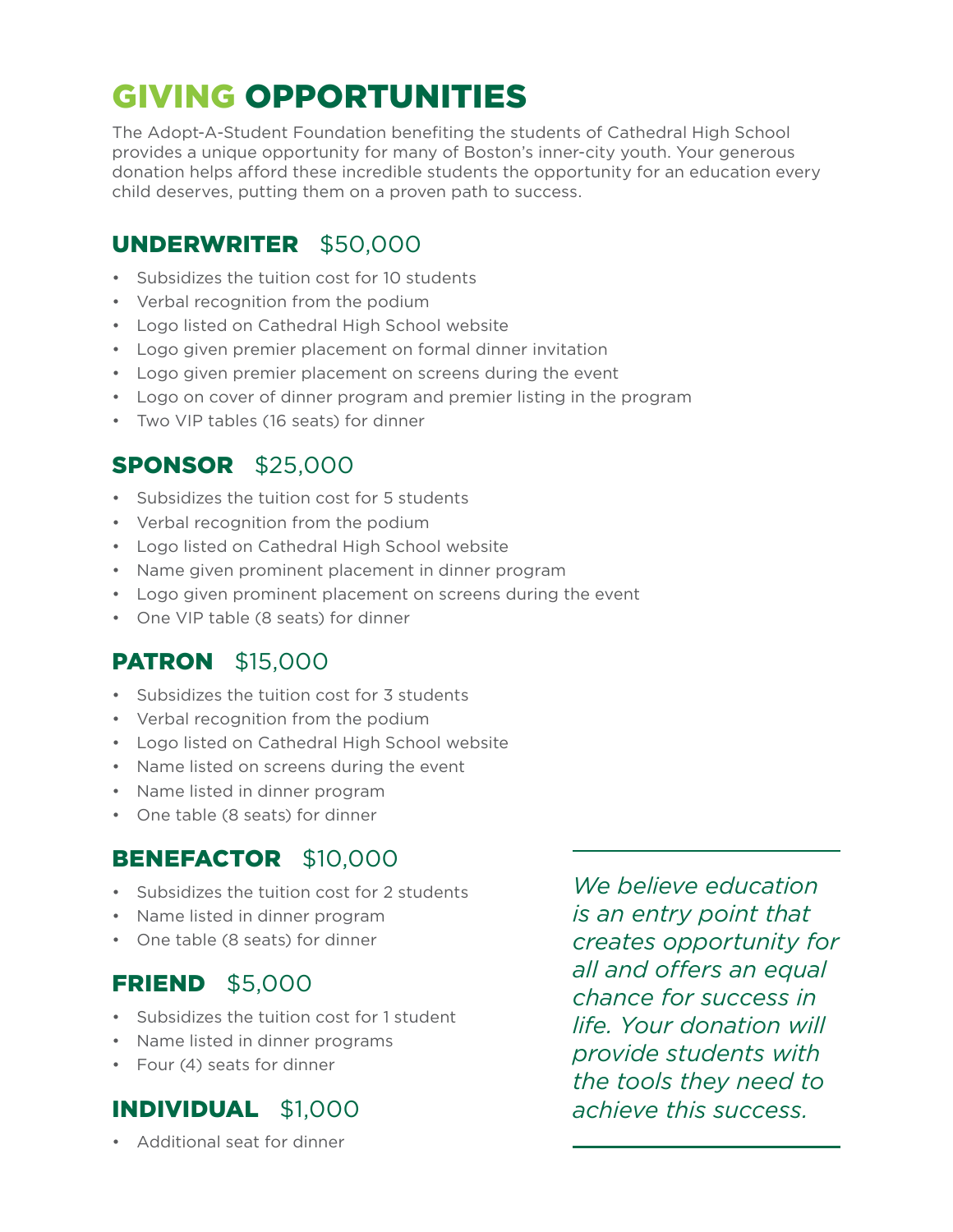# GIVING OPPORTUNITIES

The Adopt-A-Student Foundation benefiting the students of Cathedral High School provides a unique opportunity for many of Boston's inner-city youth. Your generous donation helps afford these incredible students the opportunity for an education every child deserves, putting them on a proven path to success.

## UNDERWRITER $50,000

- Subsidizes the tuition cost for 10 students
- Verbal recognition from the podium
- Logo listed on Cathedral High School website
- Logo given premier placement on formal dinner invitation
- Logo given premier placement on screens during the event
- Logo on cover of dinner program and premier listing in the program
- Two VIP tables (16 seats) for dinner

## SPONSOR $25,000

- Subsidizes the tuition cost for 5 students
- Verbal recognition from the podium
- Logo listed on Cathedral High School website
- Name given prominent placement in dinner program
- Logo given prominent placement on screens during the event
- One VIP table (8 seats) for dinner

## PATRON $15,000

- Subsidizes the tuition cost for 3 students
- Verbal recognition from the podium
- Logo listed on Cathedral High School website
- Name listed on screens during the event
- Name listed in dinner program
- One table (8 seats) for dinner

## BENEFACTOR $10,000

- Subsidizes the tuition cost for 2 students
- Name listed in dinner program
- One table (8 seats) for dinner

## FRIEND $5,000

- Subsidizes the tuition cost for 1 student
- Name listed in dinner programs
- Four (4) seats for dinner

## INDIVIDUAL $1,000

- Additional seat for dinner

*We believe education is an entry point that creates opportunity for all and offers an equal chance for success in life. Your donation will provide students with the tools they need to achieve this success.*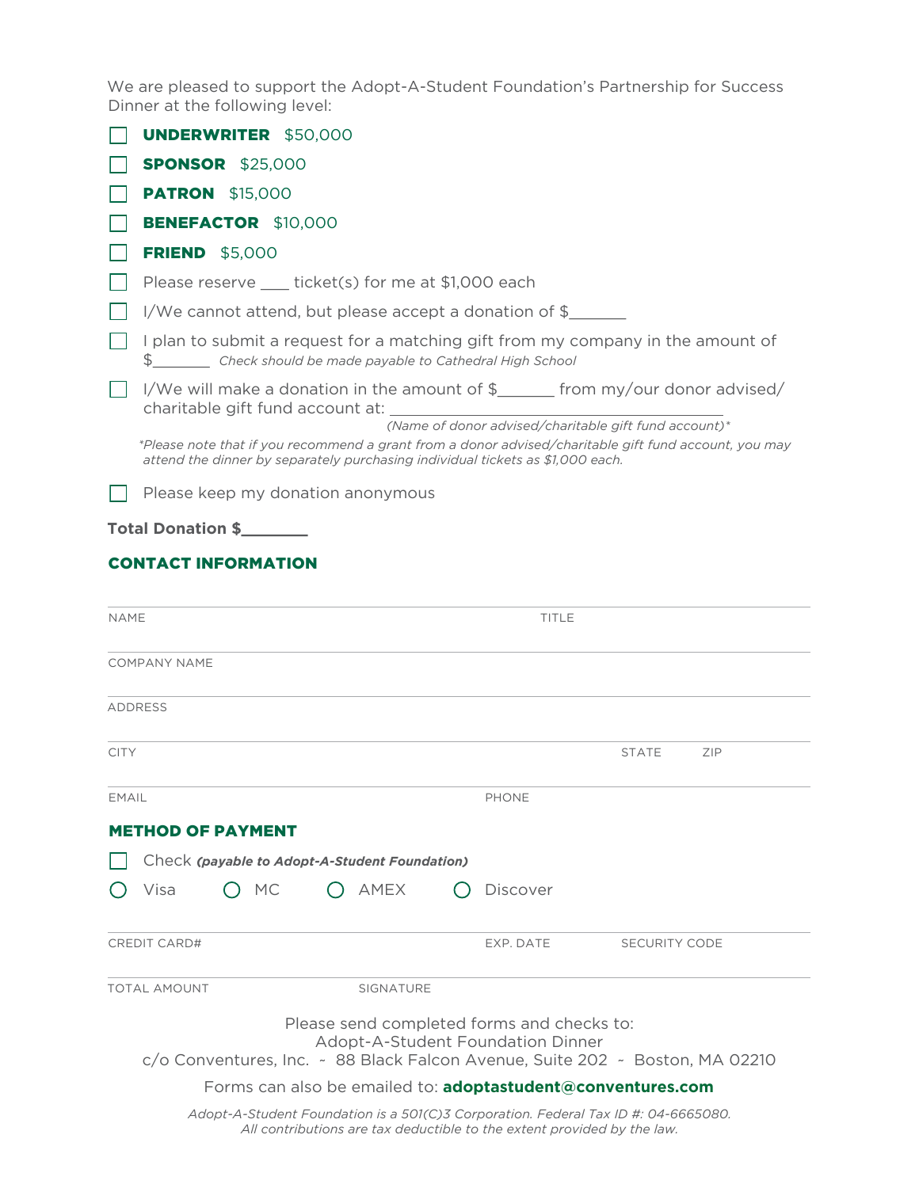We are pleased to support the Adopt-A-Student Foundation's Partnership for Success Dinner at the following level:

- ☐ **UNDERWRITER** $50,000
- ☐ **SPONSOR** $25,000
- ☐ **PATRON** $15,000
- ☐ **BENEFACTOR** $10,000
- ☐ **FRIEND** $5,000
- ☐ Please reserve ___ ticket(s) for me at $1,000 each
- ☐ I/We cannot attend, but please accept a donation of $_______
- ☐ I plan to submit a request for a matching gift from my company in the amount of $_______ *Check should be made payable to Cathedral High School*
- ☐ I/We will make a donation in the amount of $_______ from my/our donor advised/ charitable gift fund account at: _______________________________________
  *(Name of donor advised/charitable gift fund account)**

  **Please note that if you recommend a grant from a donor advised/charitable gift fund account, you may attend the dinner by separately purchasing individual tickets as $1,000 each.*
- ☐ Please keep my donation anonymous

**Total Donation $_______**

## CONTACT INFORMATION

NAME _______________ TITLE _______________

COMPANY NAME _______________

ADDRESS _______________

CITY _______________ STATE _______ ZIP _______

EMAIL _______________ PHONE _______________

## METHOD OF PAYMENT

☐ Check ***(payable to Adopt-A-Student Foundation)***

○ Visa ○ MC ○ AMEX ○ Discover

CREDIT CARD# _______________ EXP. DATE _______ SECURITY CODE _______

TOTAL AMOUNT _______________ SIGNATURE _______________

Please send completed forms and checks to:
Adopt-A-Student Foundation Dinner
c/o Conventures, Inc. ~ 88 Black Falcon Avenue, Suite 202 ~ Boston, MA 02210

Forms can also be emailed to: **adoptastudent@conventures.com**

*Adopt-A-Student Foundation is a 501(C)3 Corporation. Federal Tax ID #: 04-6665080.*
*All contributions are tax deductible to the extent provided by the law.*